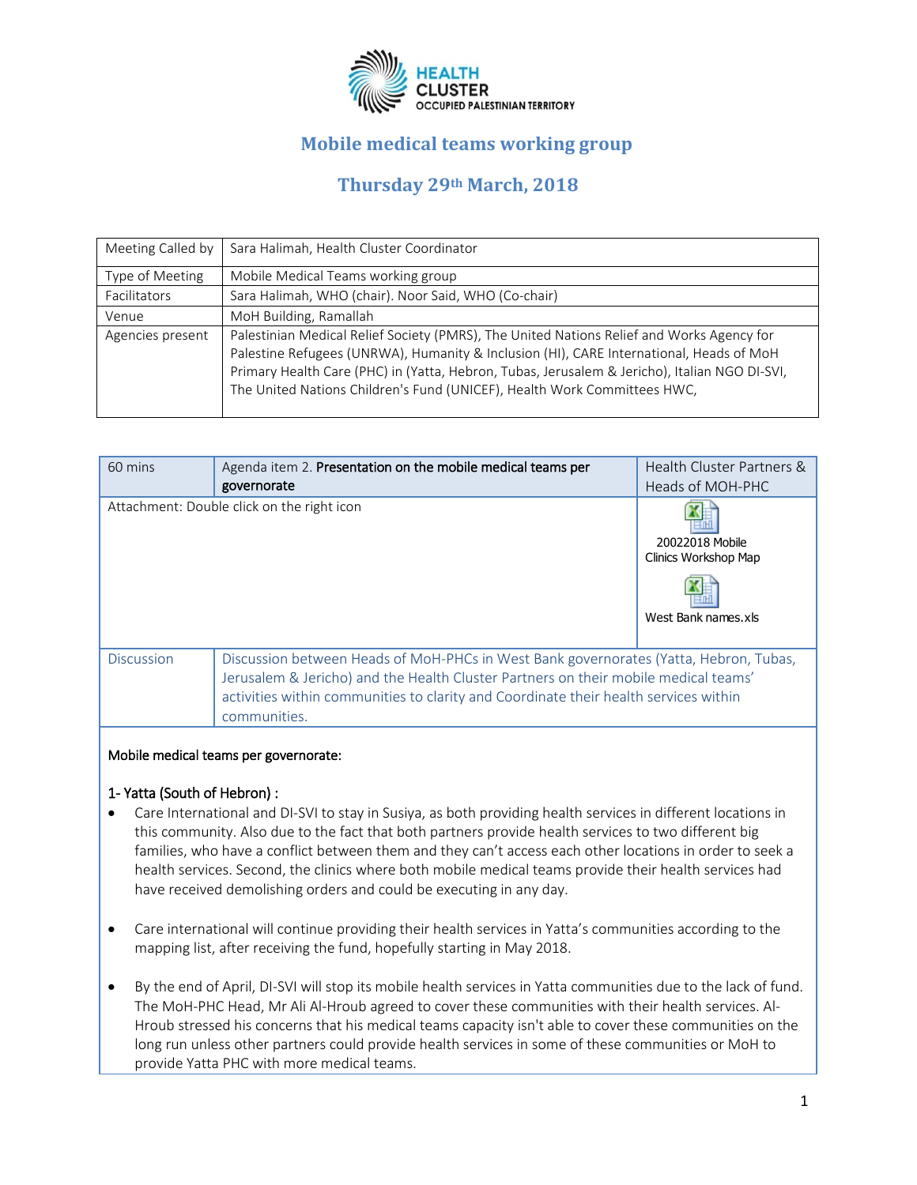HEALTH CLUSTER
OCCUPIED PALESTINIAN TERRITORY

# Mobile medical teams working group

## Thursday 29th March, 2018

| | |
|---|---|
| Meeting Called by | Sara Halimah, Health Cluster Coordinator |
| Type of Meeting | Mobile Medical Teams working group |
| Facilitators | Sara Halimah, WHO (chair). Noor Said, WHO (Co-chair) |
| Venue | MoH Building, Ramallah |
| Agencies present | Palestinian Medical Relief Society (PMRS), The United Nations Relief and Works Agency for Palestine Refugees (UNRWA), Humanity & Inclusion (HI), CARE International, Heads of MoH Primary Health Care (PHC) in (Yatta, Hebron, Tubas, Jerusalem & Jericho), Italian NGO DI-SVI, The United Nations Children's Fund (UNICEF), Health Work Committees HWC, |

| 60 mins | Agenda item 2. **Presentation on the mobile medical teams per governorate** | Health Cluster Partners & Heads of MOH-PHC |
|---|---|---|
| Attachment: Double click on the right icon | | 20022018 Mobile Clinics Workshop Map<br>West Bank names.xls |
| Discussion | Discussion between Heads of MoH-PHCs in West Bank governorates (Yatta, Hebron, Tubas, Jerusalem & Jericho) and the Health Cluster Partners on their mobile medical teams' activities within communities to clarity and Coordinate their health services within communities. | |

**Mobile medical teams per governorate:**

**1- Yatta (South of Hebron) :**

- Care International and DI-SVI to stay in Susiya, as both providing health services in different locations in this community. Also due to the fact that both partners provide health services to two different big families, who have a conflict between them and they can't access each other locations in order to seek a health services. Second, the clinics where both mobile medical teams provide their health services had have received demolishing orders and could be executing in any day.

- Care international will continue providing their health services in Yatta's communities according to the mapping list, after receiving the fund, hopefully starting in May 2018.

- By the end of April, DI-SVI will stop its mobile health services in Yatta communities due to the lack of fund. The MoH-PHC Head, Mr Ali Al-Hroub agreed to cover these communities with their health services. Al-Hroub stressed his concerns that his medical teams capacity isn't able to cover these communities on the long run unless other partners could provide health services in some of these communities or MoH to provide Yatta PHC with more medical teams.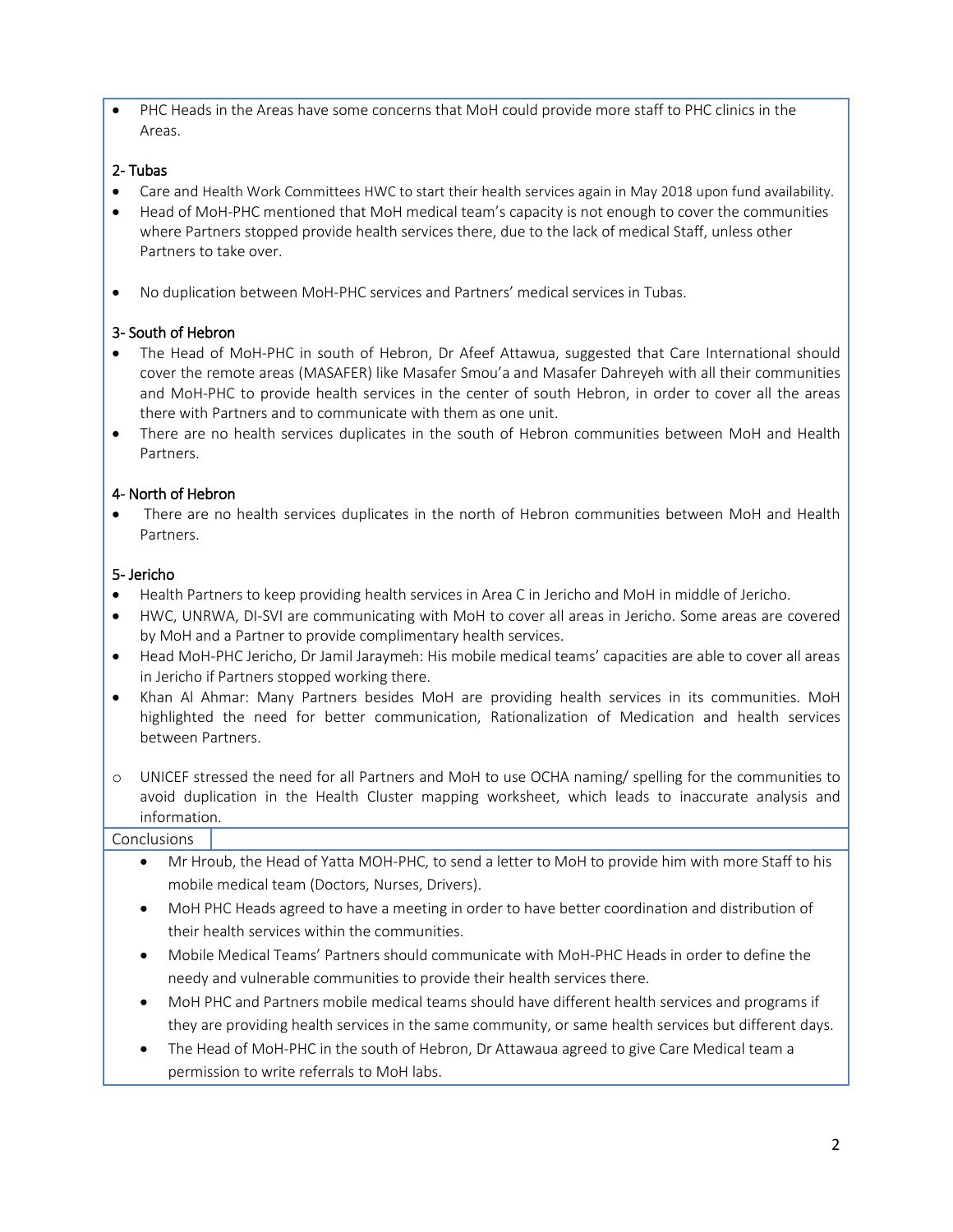- PHC Heads in the Areas have some concerns that MoH could provide more staff to PHC clinics in the Areas.

### 2- Tubas

- Care and Health Work Committees HWC to start their health services again in May 2018 upon fund availability.
- Head of MoH-PHC mentioned that MoH medical team's capacity is not enough to cover the communities where Partners stopped provide health services there, due to the lack of medical Staff, unless other Partners to take over.
- No duplication between MoH-PHC services and Partners' medical services in Tubas.

### 3- South of Hebron

- The Head of MoH-PHC in south of Hebron, Dr Afeef Attawua, suggested that Care International should cover the remote areas (MASAFER) like Masafer Smou'a and Masafer Dahreyeh with all their communities and MoH-PHC to provide health services in the center of south Hebron, in order to cover all the areas there with Partners and to communicate with them as one unit.
- There are no health services duplicates in the south of Hebron communities between MoH and Health Partners.

### 4- North of Hebron

- There are no health services duplicates in the north of Hebron communities between MoH and Health Partners.

### 5- Jericho

- Health Partners to keep providing health services in Area C in Jericho and MoH in middle of Jericho.
- HWC, UNRWA, DI-SVI are communicating with MoH to cover all areas in Jericho. Some areas are covered by MoH and a Partner to provide complimentary health services.
- Head MoH-PHC Jericho, Dr Jamil Jaraymeh: His mobile medical teams' capacities are able to cover all areas in Jericho if Partners stopped working there.
- Khan Al Ahmar: Many Partners besides MoH are providing health services in its communities. MoH highlighted the need for better communication, Rationalization of Medication and health services between Partners.

- UNICEF stressed the need for all Partners and MoH to use OCHA naming/ spelling for the communities to avoid duplication in the Health Cluster mapping worksheet, which leads to inaccurate analysis and information.

### Conclusions

- Mr Hroub, the Head of Yatta MOH-PHC, to send a letter to MoH to provide him with more Staff to his mobile medical team (Doctors, Nurses, Drivers).
- MoH PHC Heads agreed to have a meeting in order to have better coordination and distribution of their health services within the communities.
- Mobile Medical Teams' Partners should communicate with MoH-PHC Heads in order to define the needy and vulnerable communities to provide their health services there.
- MoH PHC and Partners mobile medical teams should have different health services and programs if they are providing health services in the same community, or same health services but different days.
- The Head of MoH-PHC in the south of Hebron, Dr Attawaua agreed to give Care Medical team a permission to write referrals to MoH labs.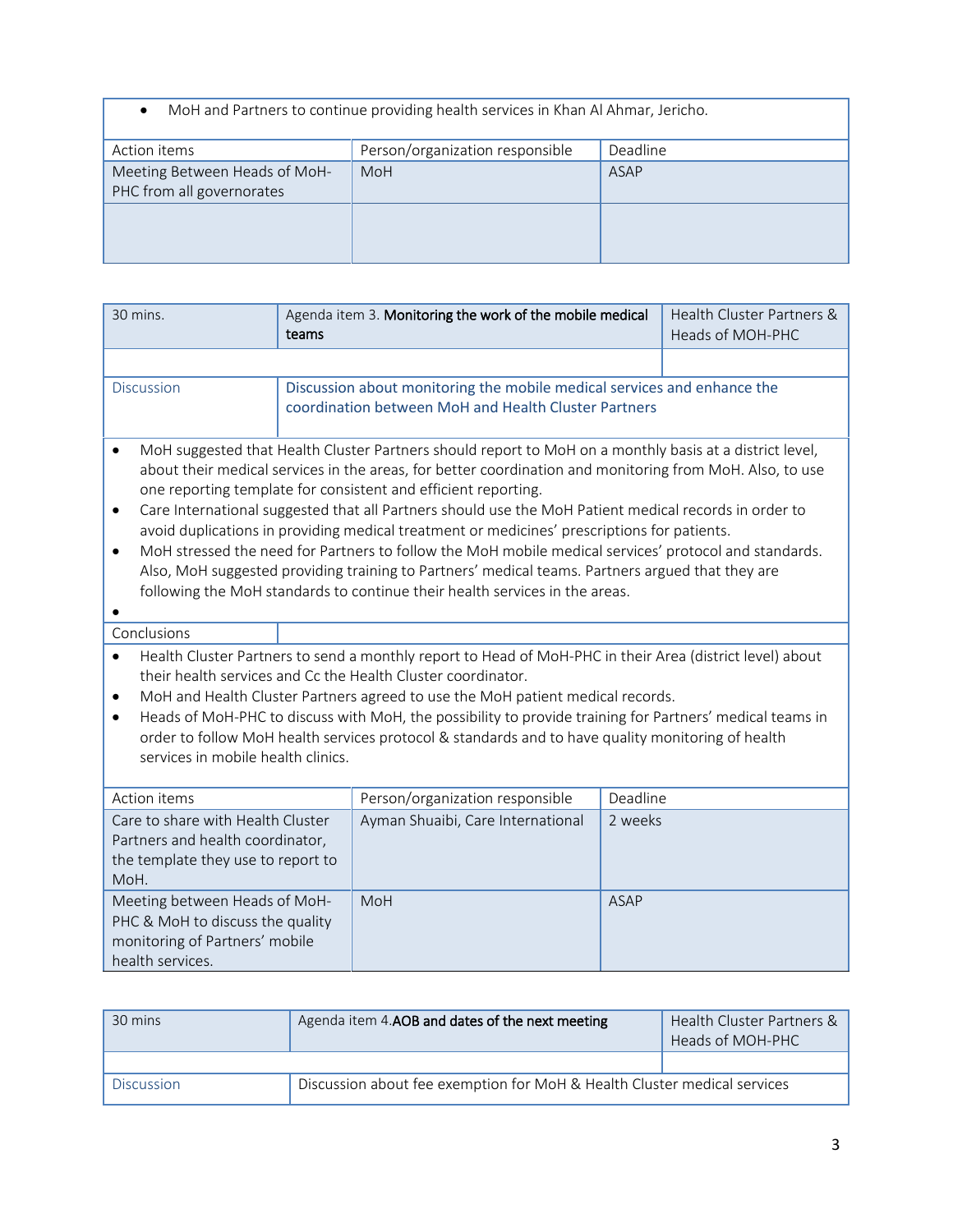- MoH and Partners to continue providing health services in Khan Al Ahmar, Jericho.

| Action items | Person/organization responsible | Deadline |
|---|---|---|
| Meeting Between Heads of MoH-PHC from all governorates | MoH | ASAP |
| | | |

| 30 mins. | Agenda item 3. **Monitoring the work of the mobile medical teams** | Health Cluster Partners & Heads of MOH-PHC |
|---|---|---|
| | | |
| Discussion | Discussion about monitoring the mobile medical services and enhance the coordination between MoH and Health Cluster Partners | |

- MoH suggested that Health Cluster Partners should report to MoH on a monthly basis at a district level, about their medical services in the areas, for better coordination and monitoring from MoH. Also, to use one reporting template for consistent and efficient reporting.
- Care International suggested that all Partners should use the MoH Patient medical records in order to avoid duplications in providing medical treatment or medicines' prescriptions for patients.
- MoH stressed the need for Partners to follow the MoH mobile medical services' protocol and standards. Also, MoH suggested providing training to Partners' medical teams. Partners argued that they are following the MoH standards to continue their health services in the areas.

Conclusions

- Health Cluster Partners to send a monthly report to Head of MoH-PHC in their Area (district level) about their health services and Cc the Health Cluster coordinator.
- MoH and Health Cluster Partners agreed to use the MoH patient medical records.
- Heads of MoH-PHC to discuss with MoH, the possibility to provide training for Partners' medical teams in order to follow MoH health services protocol & standards and to have quality monitoring of health services in mobile health clinics.

| Action items | Person/organization responsible | Deadline |
|---|---|---|
| Care to share with Health Cluster Partners and health coordinator, the template they use to report to MoH. | Ayman Shuaibi, Care International | 2 weeks |
| Meeting between Heads of MoH-PHC & MoH to discuss the quality monitoring of Partners' mobile health services. | MoH | ASAP |

| 30 mins | Agenda item 4.**AOB and dates of the next meeting** | Health Cluster Partners & Heads of MOH-PHC |
|---|---|---|
| | | |
| Discussion | Discussion about fee exemption for MoH & Health Cluster medical services | |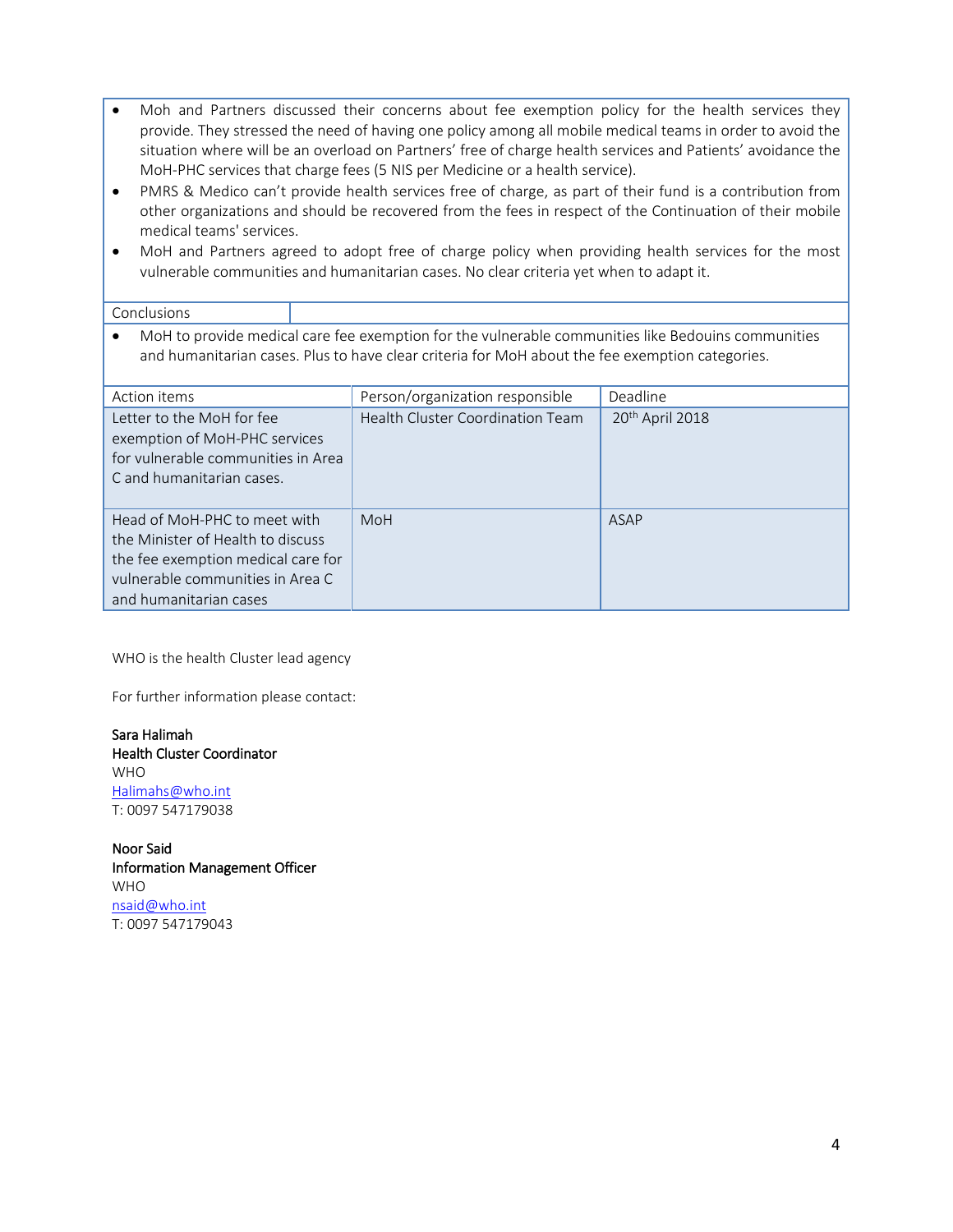- Moh and Partners discussed their concerns about fee exemption policy for the health services they provide. They stressed the need of having one policy among all mobile medical teams in order to avoid the situation where will be an overload on Partners' free of charge health services and Patients' avoidance the MoH-PHC services that charge fees (5 NIS per Medicine or a health service).
- PMRS & Medico can't provide health services free of charge, as part of their fund is a contribution from other organizations and should be recovered from the fees in respect of the Continuation of their mobile medical teams' services.
- MoH and Partners agreed to adopt free of charge policy when providing health services for the most vulnerable communities and humanitarian cases. No clear criteria yet when to adapt it.

Conclusions

- MoH to provide medical care fee exemption for the vulnerable communities like Bedouins communities and humanitarian cases. Plus to have clear criteria for MoH about the fee exemption categories.

| Action items | Person/organization responsible | Deadline |
|---|---|---|
| Letter to the MoH for fee exemption of MoH-PHC services for vulnerable communities in Area C and humanitarian cases. | Health Cluster Coordination Team | 20th April 2018 |
| Head of MoH-PHC to meet with the Minister of Health to discuss the fee exemption medical care for vulnerable communities in Area C and humanitarian cases | MoH | ASAP |

WHO is the health Cluster lead agency

For further information please contact:

**Sara Halimah**
**Health Cluster Coordinator**
WHO
Halimahs@who.int
T: 0097 547179038

**Noor Said**
**Information Management Officer**
WHO
nsaid@who.int
T: 0097 547179043